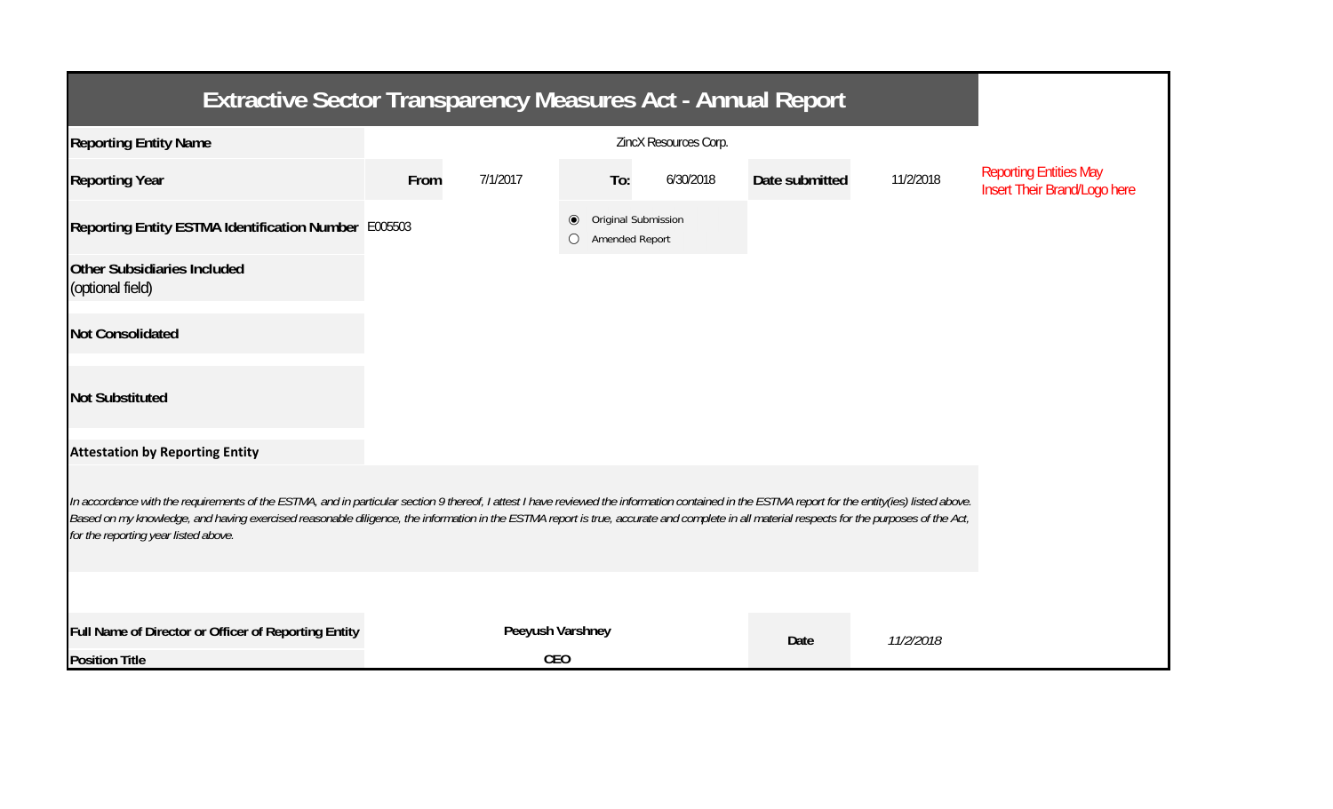# Extractive Sector Transparency Measures Act - Annual Report

| | | | | | | | |
|---|---|---|---|---|---|---|---|
| **Reporting Entity Name** | ZincX Resources Corp. | | | | | | Reporting Entities May Insert Their Brand/Logo here |
| **Reporting Year** | **From** | 7/1/2017 | **To:** | 6/30/2018 | **Date submitted** | 11/2/2018 | |
| **Reporting Entity ESTMA Identification Number** | E005503 | | ◉ Original Submission<br>○ Amended Report | | | | |
| **Other Subsidiaries Included** (optional field) | | | | | | | |
| **Not Consolidated** | | | | | | | |
| **Not Substituted** | | | | | | | |

**Attestation by Reporting Entity**

*In accordance with the requirements of the ESTMA, and in particular section 9 thereof, I attest I have reviewed the information contained in the ESTMA report for the entity(ies) listed above. Based on my knowledge, and having exercised reasonable diligence, the information in the ESTMA report is true, accurate and complete in all material respects for the purposes of the Act, for the reporting year listed above.*

| | | | |
|---|---|---|---|
| **Full Name of Director or Officer of Reporting Entity** | **Peeyush Varshney** | **Date** | *11/2/2018* |
| **Position Title** | **CEO** | | |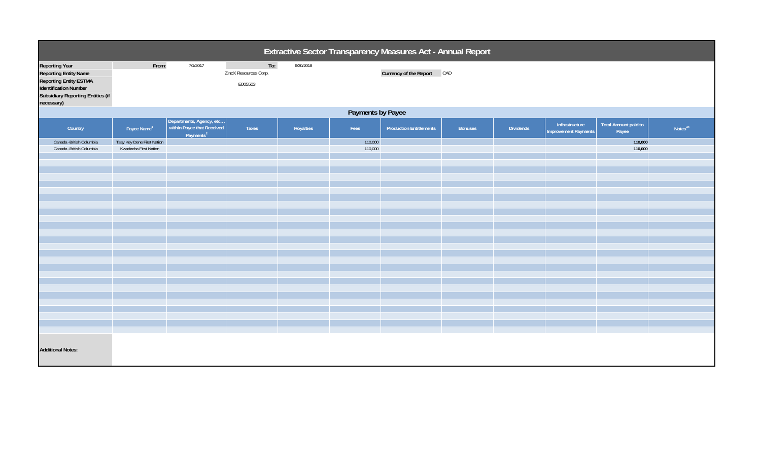# Extractive Sector Transparency Measures Act - Annual Report

| | | | | | |
|---|---|---|---|---|---|
| **Reporting Year** | From: | 7/1/2017 | To: | 6/30/2018 | |
| **Reporting Entity Name** | | ZincX Resources Corp. | | **Currency of the Report** | CAD |
| **Reporting Entity ESTMA Identification Number** | | E005503 | | | |
| **Subsidiary Reporting Entities (if necessary)** | | | | | |

## Payments by Payee

| Country | Payee Name[1] | Departments, Agency, etc... within Payee that Received Payments[2] | Taxes | Royalties | Fees | Production Entitlements | Bonuses | Dividends | Infrastructure Improvement Payments | Total Amount paid to Payee | Notes[34] |
|---|---|---|---|---|---|---|---|---|---|---|---|
| Canada -British Columbia | Tsay Key Dene First Nation | | | | 110,000 | | | | | **110,000** | |
| Canada -British Columbia | Kwadacha First Nation | | | | 110,000 | | | | | **110,000** | |

**Additional Notes:**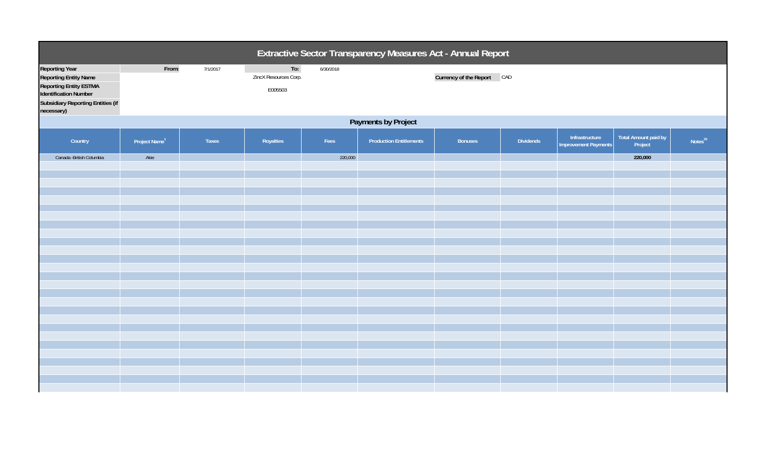# Extractive Sector Transparency Measures Act - Annual Report

| | | | |
|---|---|---|---|
| **Reporting Year** | From: 7/1/2017 | To: 6/30/2018 | |
| **Reporting Entity Name** | ZincX Resources Corp. | **Currency of the Report** | CAD |
| **Reporting Entity ESTMA Identification Number** | E005503 | | |
| **Subsidiary Reporting Entities (if necessary)** | | | |

## Payments by Project

| Country | Project Name[1] | Taxes | Royalties | Fees | Production Entitlements | Bonuses | Dividends | Infrastructure Improvement Payments | Total Amount paid by Project | Notes[23] |
|---|---|---|---|---|---|---|---|---|---|---|
| Canada -British Columbia | Akie | | | 220,000 | | | | | **220,000** | |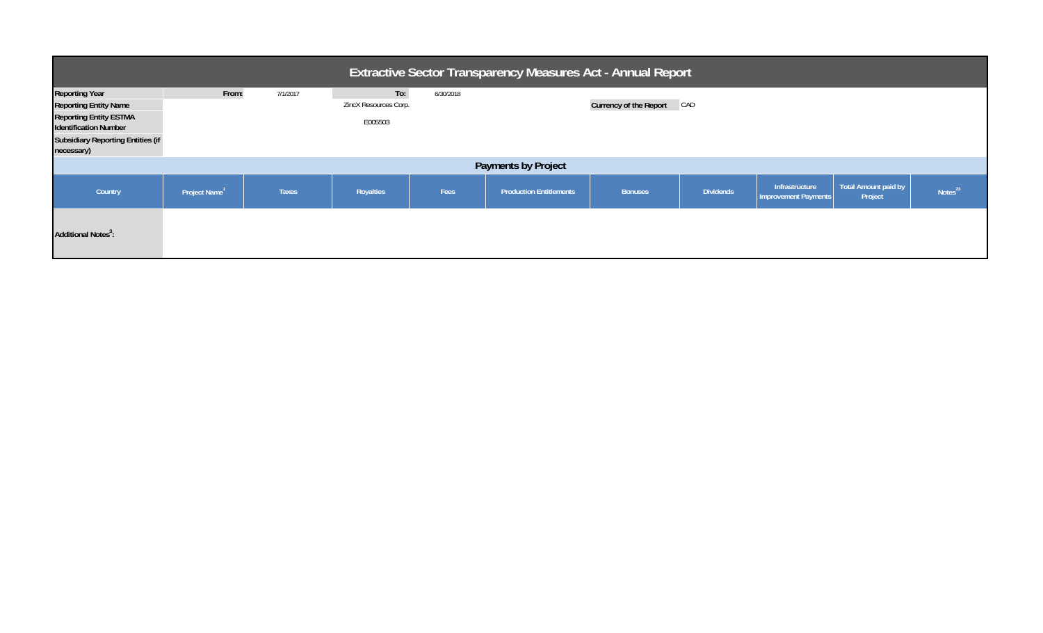# Extractive Sector Transparency Measures Act - Annual Report

| | | | | | |
|---|---|---|---|---|---|
| **Reporting Year** | From: | 7/1/2017 | To: | 6/30/2018 | |
| **Reporting Entity Name** | | ZincX Resources Corp. | | Currency of the Report | CAD |
| **Reporting Entity ESTMA Identification Number** | | E005503 | | | |
| **Subsidiary Reporting Entities (if necessary)** | | | | | |

## Payments by Project

| Country | Project Name[1] | Taxes | Royalties | Fees | Production Entitlements | Bonuses | Dividends | Infrastructure Improvement Payments | Total Amount paid by Project | Notes[23] |
|---|---|---|---|---|---|---|---|---|---|---|

**Additional Notes[3]:**